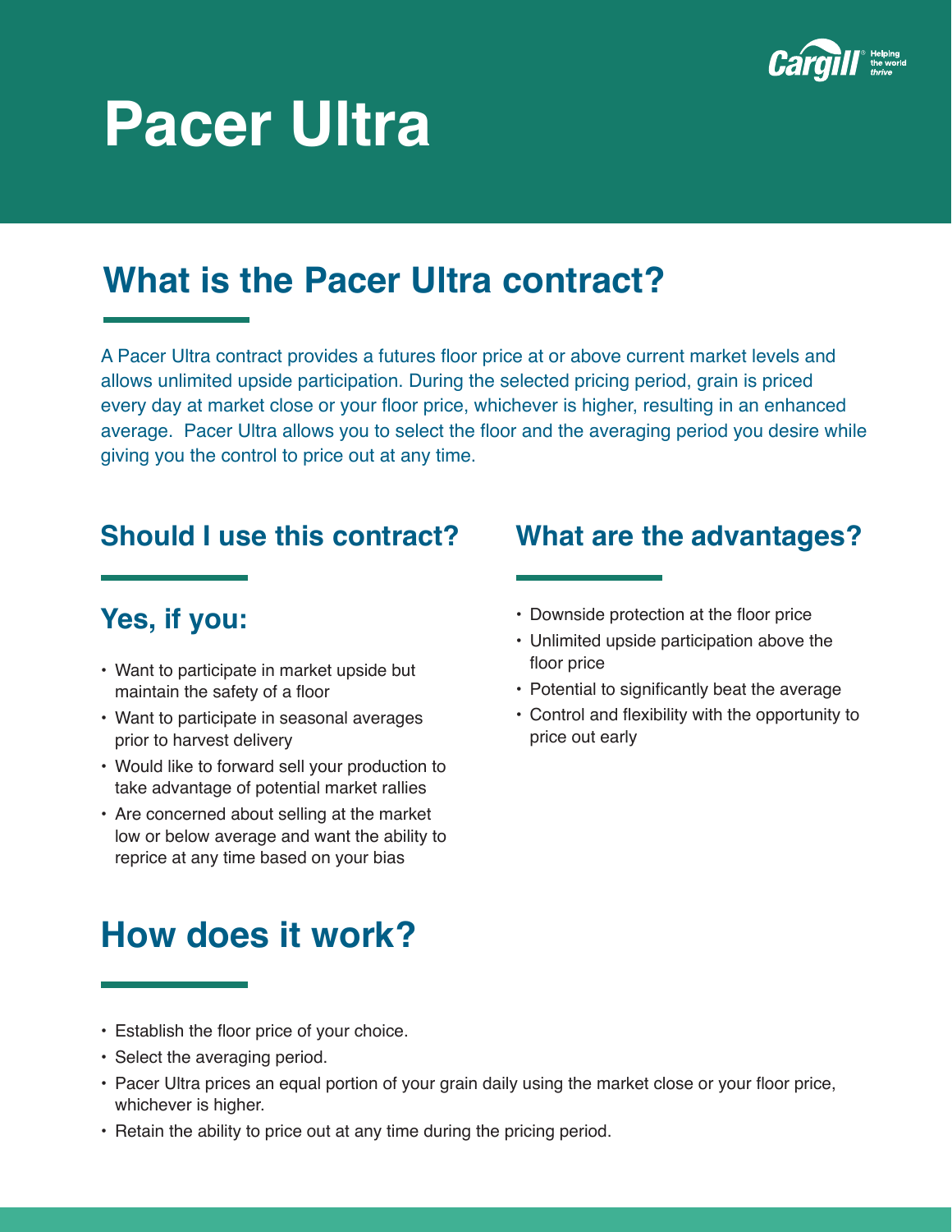# Pacer Ultra

## What is the Pacer Ultra contract?

A Pacer Ultra contract provides a futures floor price at or above current market levels and allows unlimited upside participation. During the selected pricing period, grain is priced every day at market close or your floor price, whichever is higher, resulting in an enhanced average. Pacer Ultra allows you to select the floor and the averaging period you desire while giving you the control to price out at any time.

## Should I use this contract?

### Yes, if you:

- Want to participate in market upside but maintain the safety of a floor
- Want to participate in seasonal averages prior to harvest delivery
- Would like to forward sell your production to take advantage of potential market rallies
- Are concerned about selling at the market low or below average and want the ability to reprice at any time based on your bias

## What are the advantages?

- Downside protection at the floor price
- Unlimited upside participation above the floor price
- Potential to significantly beat the average
- Control and flexibility with the opportunity to price out early

## How does it work?

- Establish the floor price of your choice.
- Select the averaging period.
- Pacer Ultra prices an equal portion of your grain daily using the market close or your floor price, whichever is higher.
- Retain the ability to price out at any time during the pricing period.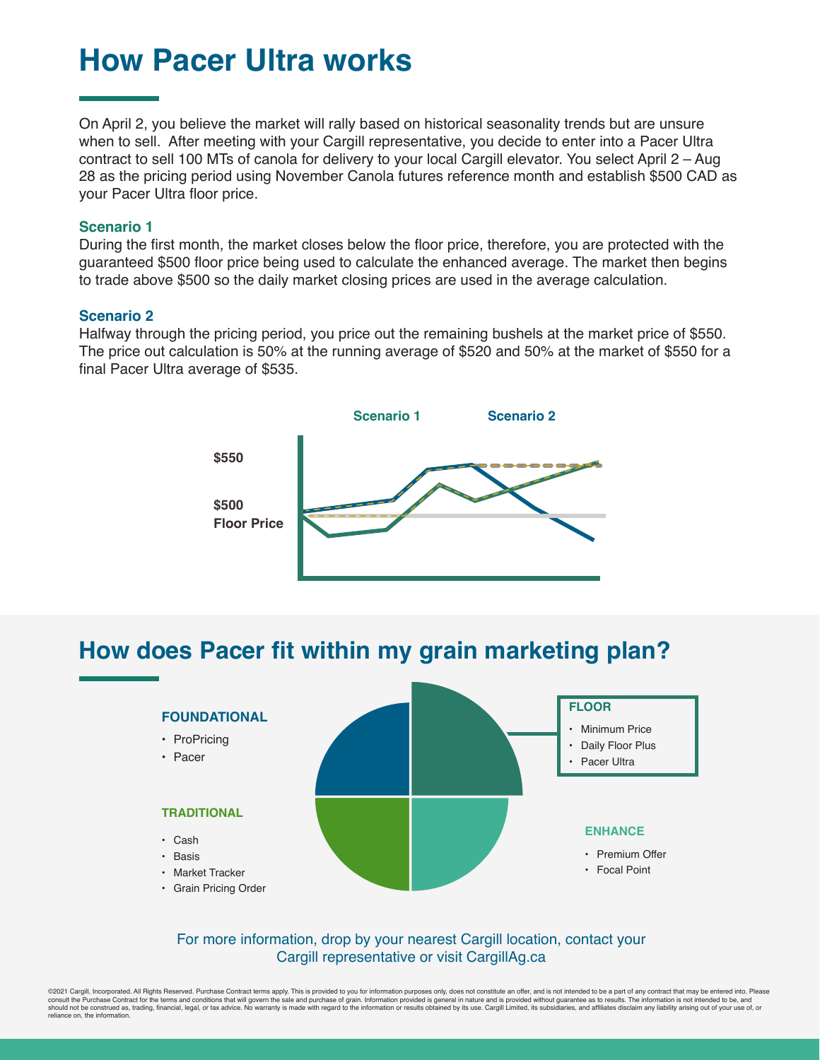# How Pacer Ultra works

On April 2, you believe the market will rally based on historical seasonality trends but are unsure when to sell. After meeting with your Cargill representative, you decide to enter into a Pacer Ultra contract to sell 100 MTs of canola for delivery to your local Cargill elevator. You select April 2 – Aug 28 as the pricing period using November Canola futures reference month and establish $500 CAD as your Pacer Ultra floor price.

### Scenario 1

During the first month, the market closes below the floor price, therefore, you are protected with the guaranteed $500 floor price being used to calculate the enhanced average. The market then begins to trade above $500 so the daily market closing prices are used in the average calculation.

### Scenario 2

Halfway through the pricing period, you price out the remaining bushels at the market price of $550. The price out calculation is 50% at the running average of $520 and 50% at the market of $550 for a final Pacer Ultra average of $535.

Scenario 1

Scenario 2

$550

$500

Floor Price

# How does Pacer fit within my grain marketing plan?

**FOUNDATIONAL**

- ProPricing
- Pacer

**TRADITIONAL**

- Cash
- Basis
- Market Tracker
- Grain Pricing Order

**FLOOR**

- Minimum Price
- Daily Floor Plus
- Pacer Ultra

**ENHANCE**

- Premium Offer
- Focal Point

For more information, drop by your nearest Cargill location, contact your Cargill representative or visit CargillAg.ca

©2021 Cargill, Incorporated. All Rights Reserved. Purchase Contract terms apply. This is provided to you for information purposes only, does not constitute an offer, and is not intended to be a part of any contract that may be entered into. Please consult the Purchase Contract for the terms and conditions that will govern the sale and purchase of grain. Information provided is general in nature and is provided without guarantee as to results. The information is not intended to be, and should not be construed as, trading, financial, legal, or tax advice. No warranty is made with regard to the information or results obtained by its use. Cargill Limited, its subsidiaries, and affiliates disclaim any liability arising out of your use of, or reliance on, the information.